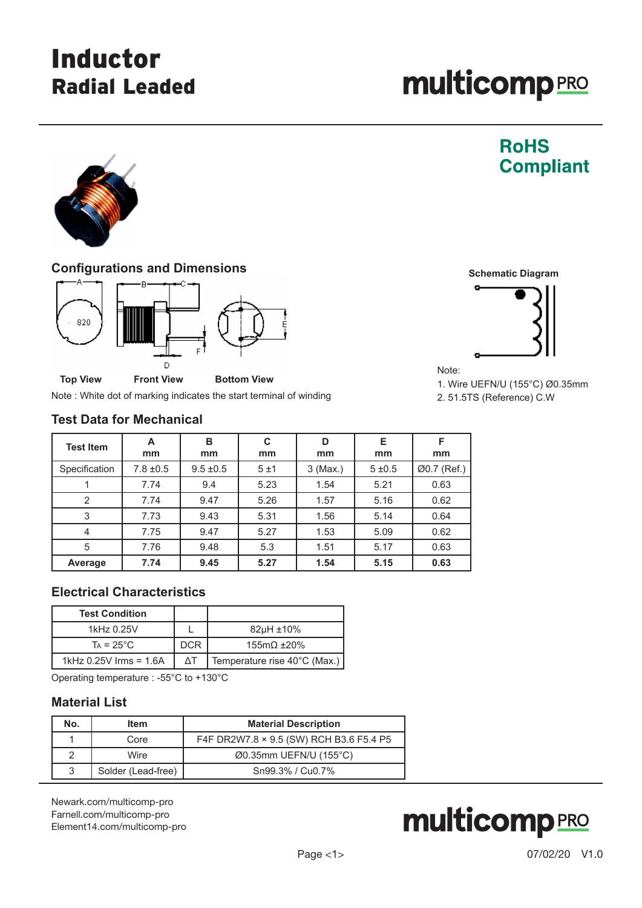# Inductor
## Radial Leaded

**RoHS Compliant**

### Configurations and Dimensions

Top View    Front View    Bottom View

Note : White dot of marking indicates the start terminal of winding

**Schematic Diagram**

Note:
1. Wire UEFN/U (155°C) Ø0.35mm
2. 51.5TS (Reference) C.W

### Test Data for Mechanical

| Test Item | A mm | B mm | C mm | D mm | E mm | F mm |
|---|---|---|---|---|---|---|
| Specification | 7.8 ±0.5 | 9.5 ±0.5 | 5 ±1 | 3 (Max.) | 5 ±0.5 | Ø0.7 (Ref.) |
| 1 | 7.74 | 9.4 | 5.23 | 1.54 | 5.21 | 0.63 |
| 2 | 7.74 | 9.47 | 5.26 | 1.57 | 5.16 | 0.62 |
| 3 | 7.73 | 9.43 | 5.31 | 1.56 | 5.14 | 0.64 |
| 4 | 7.75 | 9.47 | 5.27 | 1.53 | 5.09 | 0.62 |
| 5 | 7.76 | 9.48 | 5.3 | 1.51 | 5.17 | 0.63 |
| **Average** | **7.74** | **9.45** | **5.27** | **1.54** | **5.15** | **0.63** |

### Electrical Characteristics

| Test Condition | | |
|---|---|---|
| 1kHz 0.25V | L | 82µH ±10% |
| $T_A$ = 25°C | DCR | 155mΩ ±20% |
| 1kHz 0.25V Irms = 1.6A | ΔT | Temperature rise 40°C (Max.) |

Operating temperature : -55°C to +130°C

### Material List

| No. | Item | Material Description |
|---|---|---|
| 1 | Core | F4F DR2W7.8 × 9.5 (SW) RCH B3.6 F5.4 P5 |
| 2 | Wire | Ø0.35mm UEFN/U (155°C) |
| 3 | Solder (Lead-free) | Sn99.3% / Cu0.7% |

Newark.com/multicomp-pro
Farnell.com/multicomp-pro
Element14.com/multicomp-pro

07/02/20 V1.0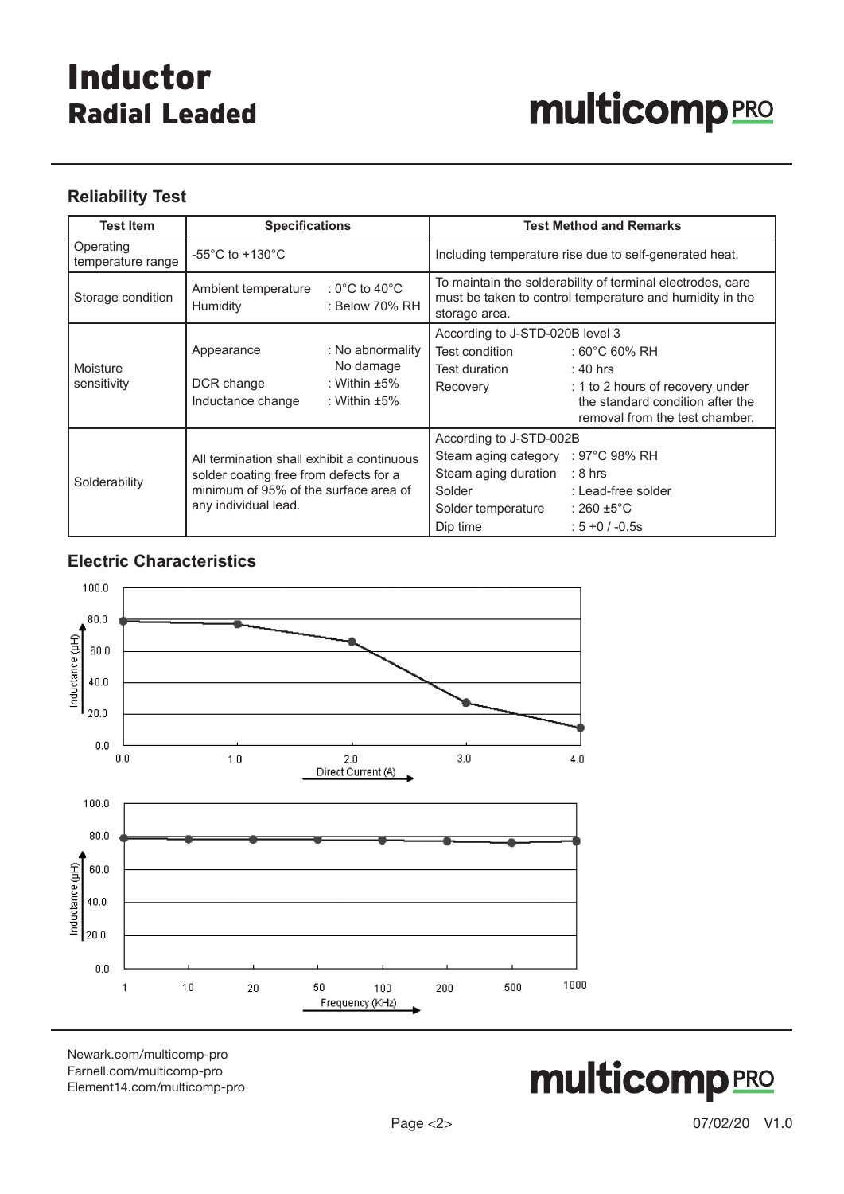# Inductor
## Radial Leaded

### Reliability Test

| Test Item | Specifications | | Test Method and Remarks | |
|---|---|---|---|---|
| Operating temperature range | -55°C to +130°C | | Including temperature rise due to self-generated heat. | |
| Storage condition | Ambient temperature<br>Humidity | : 0°C to 40°C<br>: Below 70% RH | To maintain the solderability of terminal electrodes, care must be taken to control temperature and humidity in the storage area. | |
| Moisture sensitivity | Appearance<br><br>DCR change<br>Inductance change | : No abnormality<br>No damage<br>: Within ±5%<br>: Within ±5% | According to J-STD-020B level 3<br>Test condition<br>Test duration<br>Recovery | <br>: 60°C 60% RH<br>: 40 hrs<br>: 1 to 2 hours of recovery under the standard condition after the removal from the test chamber. |
| Solderability | All termination shall exhibit a continuous solder coating free from defects for a minimum of 95% of the surface area of any individual lead. | | According to J-STD-002B<br>Steam aging category<br>Steam aging duration<br>Solder<br>Solder temperature<br>Dip time | <br>: 97°C 98% RH<br>: 8 hrs<br>: Lead-free solder<br>: 260 ±5°C<br>: 5 +0 / -0.5s |

### Electric Characteristics

Inductance (µH) vs. Direct Current (A)

Inductance (µH) vs. Frequency (KHz)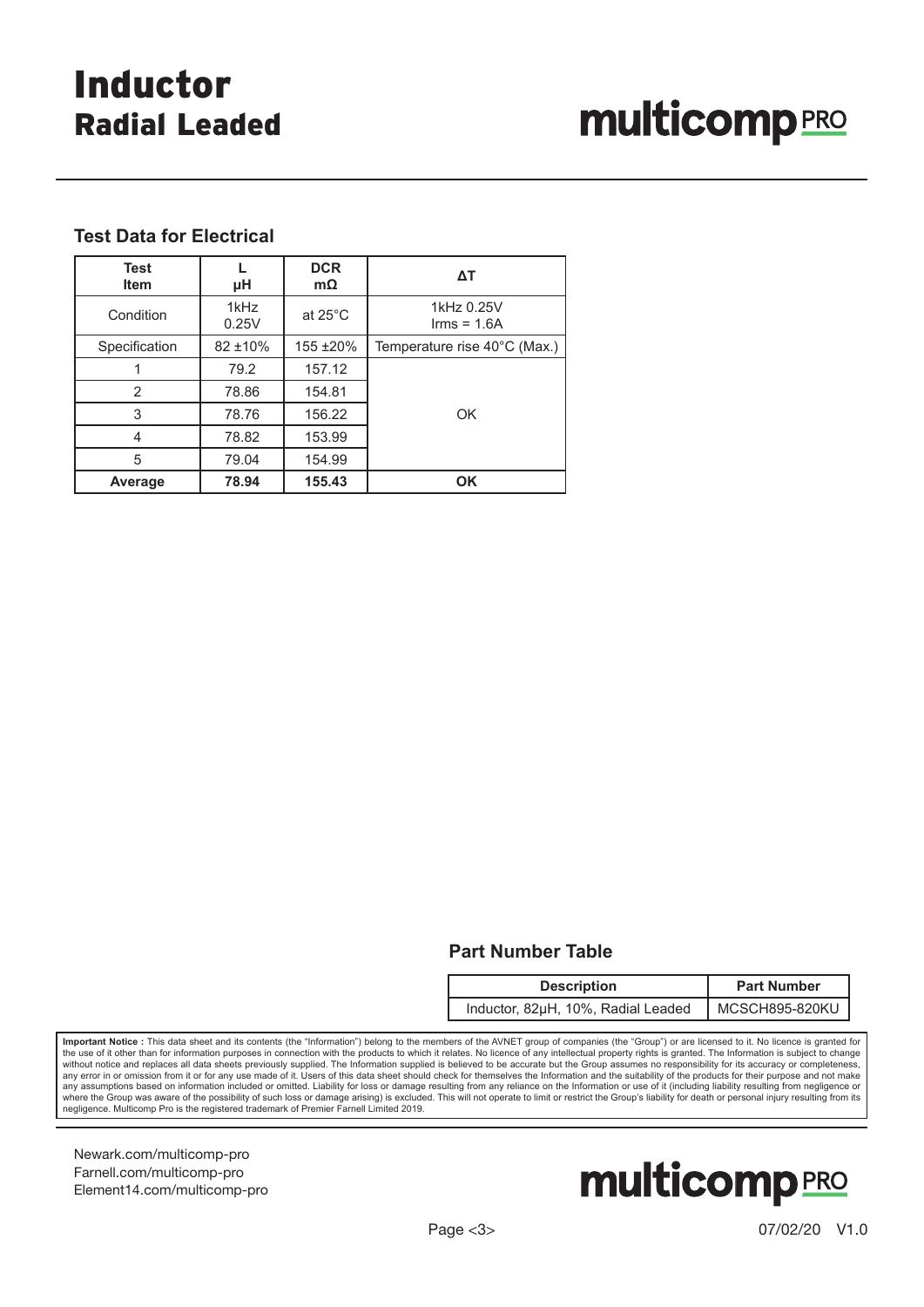# Inductor
## Radial Leaded

### Test Data for Electrical

| Test Item | L µH | DCR mΩ | ΔT |
|---|---|---|---|
| Condition | 1kHz 0.25V | at 25°C | 1kHz 0.25V Irms = 1.6A |
| Specification | 82 ±10% | 155 ±20% | Temperature rise 40°C (Max.) |
| 1 | 79.2 | 157.12 | OK |
| 2 | 78.86 | 154.81 | |
| 3 | 78.76 | 156.22 | |
| 4 | 78.82 | 153.99 | |
| 5 | 79.04 | 154.99 | |
| **Average** | **78.94** | **155.43** | **OK** |

### Part Number Table

| Description | Part Number |
|---|---|
| Inductor, 82µH, 10%, Radial Leaded | MCSCH895-820KU |

**Important Notice :** This data sheet and its contents (the "Information") belong to the members of the AVNET group of companies (the "Group") or are licensed to it. No licence is granted for the use of it other than for information purposes in connection with the products to which it relates. No licence of any intellectual property rights is granted. The Information is subject to change without notice and replaces all data sheets previously supplied. The Information supplied is believed to be accurate but the Group assumes no responsibility for its accuracy or completeness, any error in or omission from it or for any use made of it. Users of this data sheet should check for themselves the Information and the suitability of the products for their purpose and not make any assumptions based on information included or omitted. Liability for loss or damage resulting from any reliance on the Information or use of it (including liability resulting from negligence or where the Group was aware of the possibility of such loss or damage arising) is excluded. This will not operate to limit or restrict the Group's liability for death or personal injury resulting from its negligence. Multicomp Pro is the registered trademark of Premier Farnell Limited 2019.

Newark.com/multicomp-pro
Farnell.com/multicomp-pro
Element14.com/multicomp-pro